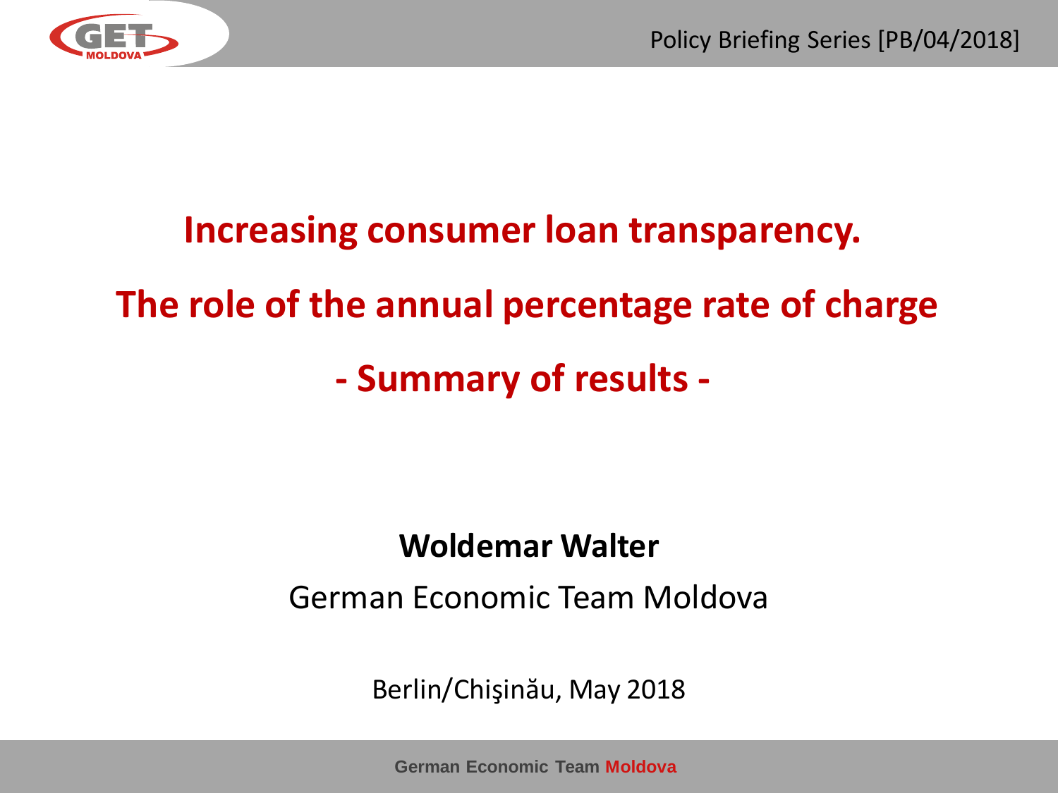Policy Briefing Series [PB/04/2018]

# Increasing consumer loan transparency.

# The role of the annual percentage rate of charge

## - Summary of results -

**Woldemar Walter**

German Economic Team Moldova

Berlin/Chişinău, May 2018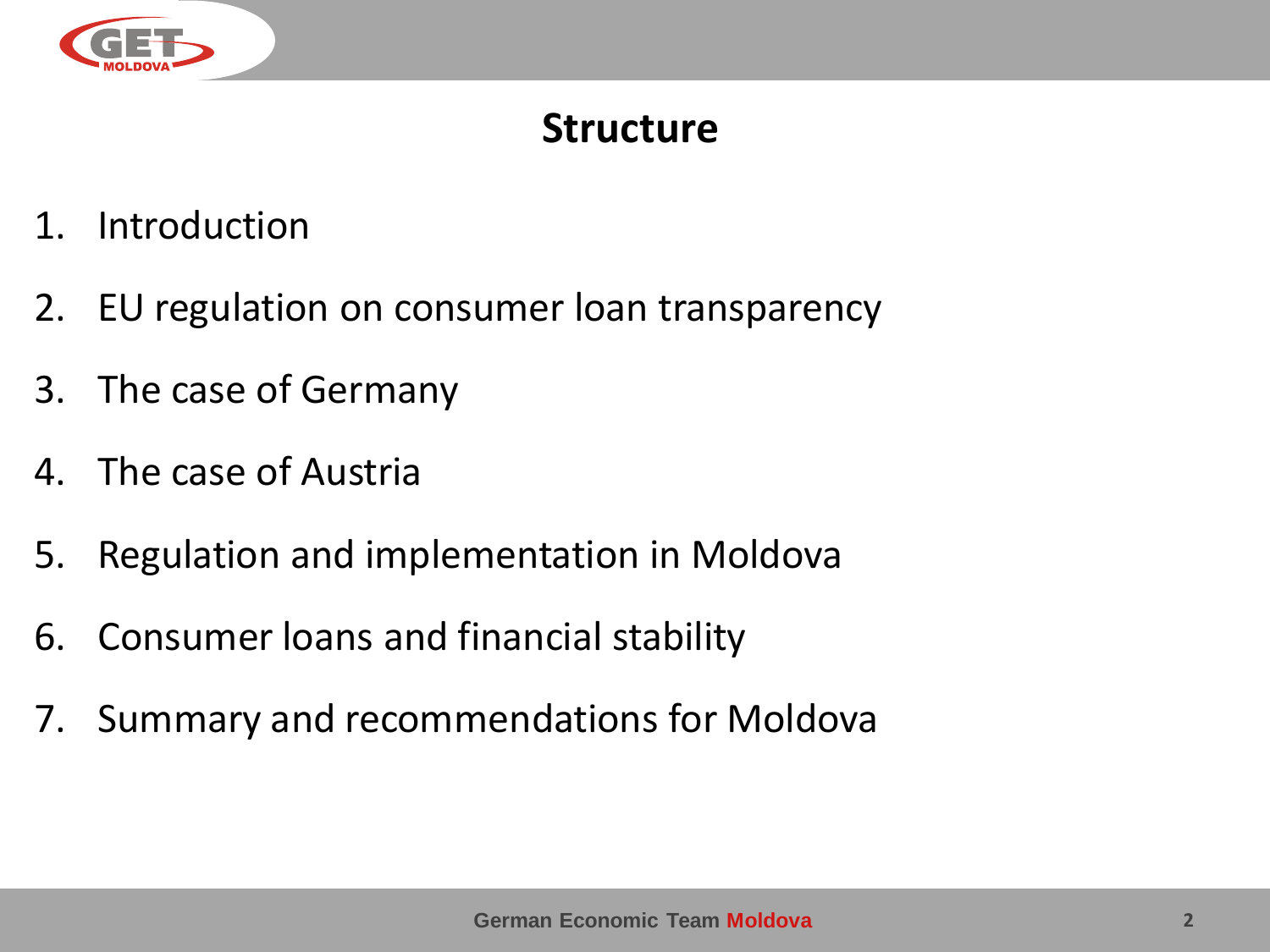# Structure

1. Introduction
2. EU regulation on consumer loan transparency
3. The case of Germany
4. The case of Austria
5. Regulation and implementation in Moldova
6. Consumer loans and financial stability
7. Summary and recommendations for Moldova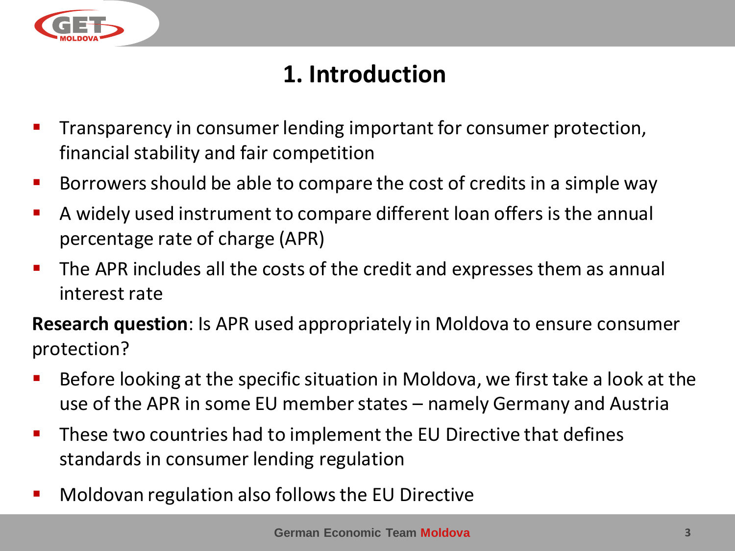# 1. Introduction

- Transparency in consumer lending important for consumer protection, financial stability and fair competition
- Borrowers should be able to compare the cost of credits in a simple way
- A widely used instrument to compare different loan offers is the annual percentage rate of charge (APR)
- The APR includes all the costs of the credit and expresses them as annual interest rate

**Research question**: Is APR used appropriately in Moldova to ensure consumer protection?

- Before looking at the specific situation in Moldova, we first take a look at the use of the APR in some EU member states – namely Germany and Austria
- These two countries had to implement the EU Directive that defines standards in consumer lending regulation
- Moldovan regulation also follows the EU Directive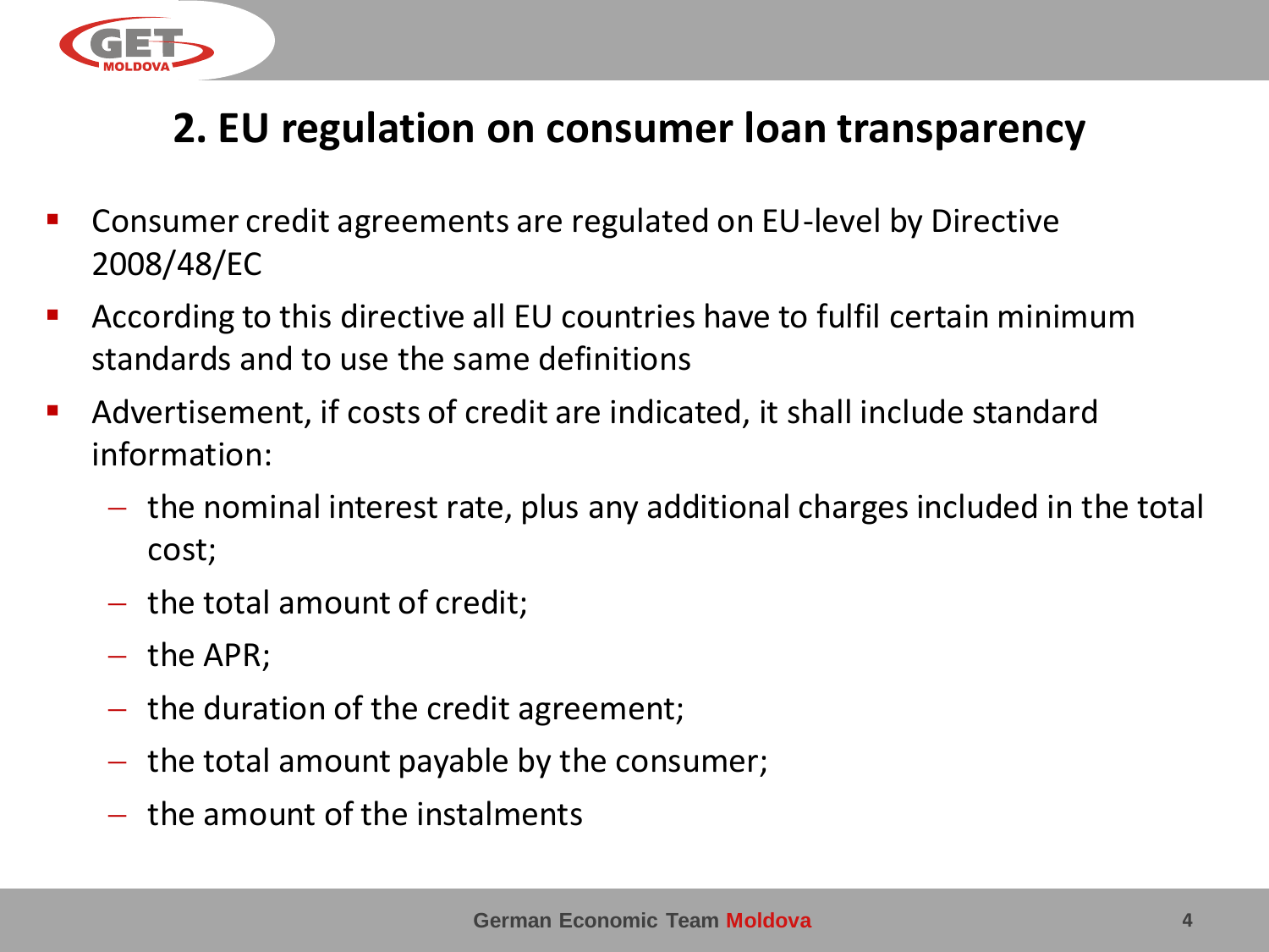## 2. EU regulation on consumer loan transparency

- Consumer credit agreements are regulated on EU-level by Directive 2008/48/EC
- According to this directive all EU countries have to fulfil certain minimum standards and to use the same definitions
- Advertisement, if costs of credit are indicated, it shall include standard information:
  - the nominal interest rate, plus any additional charges included in the total cost;
  - the total amount of credit;
  - the APR;
  - the duration of the credit agreement;
  - the total amount payable by the consumer;
  - the amount of the instalments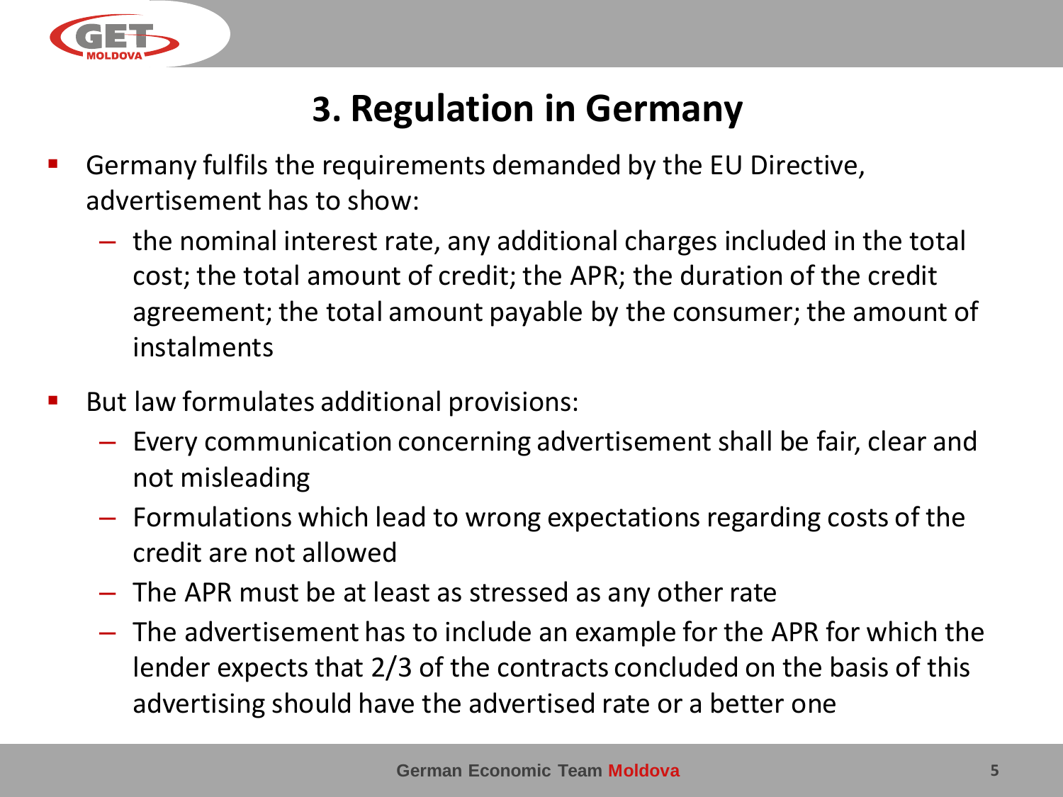# 3. Regulation in Germany

- Germany fulfils the requirements demanded by the EU Directive, advertisement has to show:
  - the nominal interest rate, any additional charges included in the total cost; the total amount of credit; the APR; the duration of the credit agreement; the total amount payable by the consumer; the amount of instalments
- But law formulates additional provisions:
  - Every communication concerning advertisement shall be fair, clear and not misleading
  - Formulations which lead to wrong expectations regarding costs of the credit are not allowed
  - The APR must be at least as stressed as any other rate
  - The advertisement has to include an example for the APR for which the lender expects that 2/3 of the contracts concluded on the basis of this advertising should have the advertised rate or a better one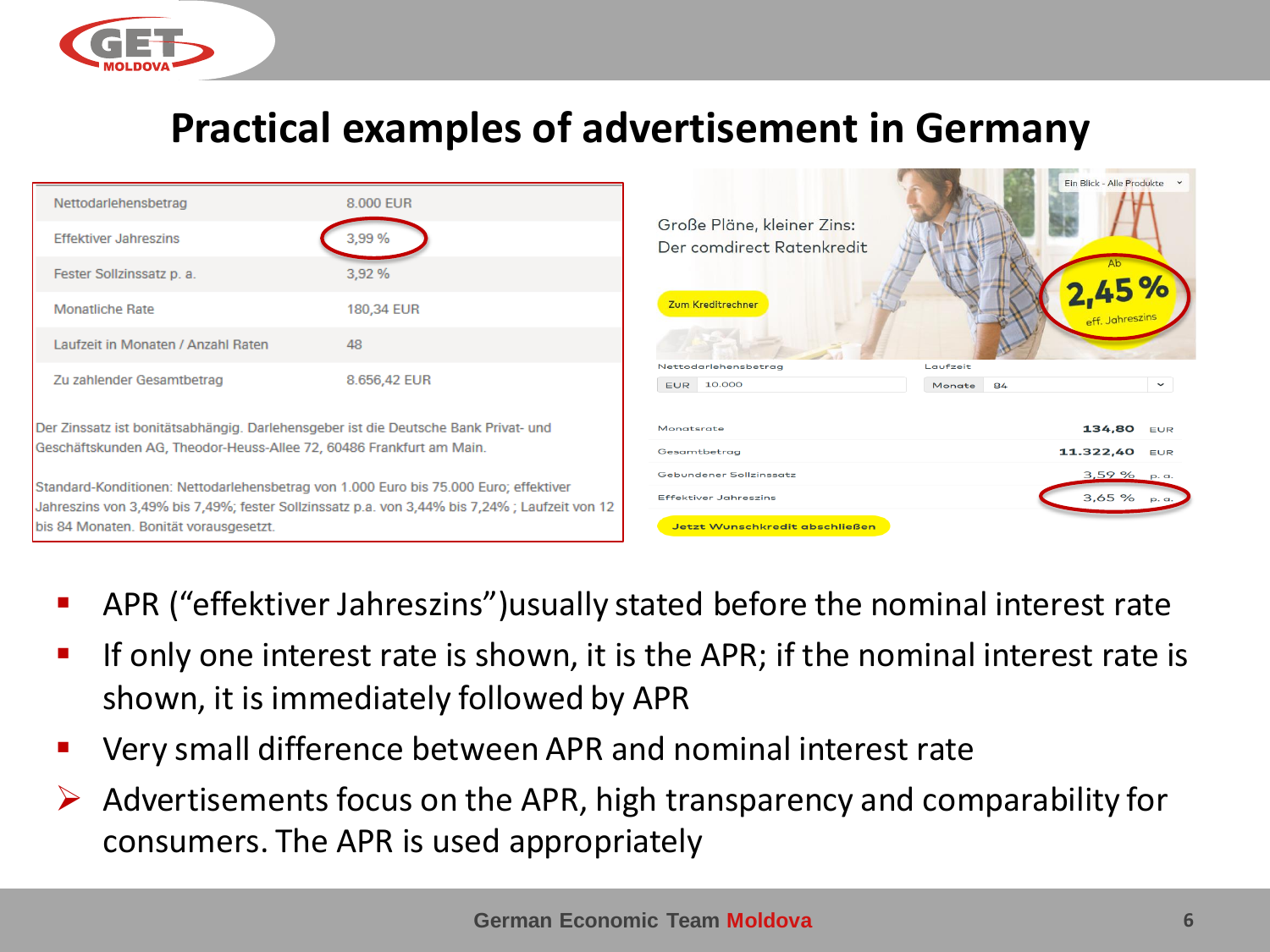# Practical examples of advertisement in Germany

| Nettodarlehensbetrag | 8.000 EUR |
|---|---|
| Effektiver Jahreszins | 3,99 % |
| Fester Sollzinssatz p. a. | 3,92 % |
| Monatliche Rate | 180,34 EUR |
| Laufzeit in Monaten / Anzahl Raten | 48 |
| Zu zahlender Gesamtbetrag | 8.656,42 EUR |

Der Zinssatz ist bonitätsabhängig. Darlehensgeber ist die Deutsche Bank Privat- und Geschäftskunden AG, Theodor-Heuss-Allee 72, 60486 Frankfurt am Main.

Standard-Konditionen: Nettodarlehensbetrag von 1.000 Euro bis 75.000 Euro; effektiver Jahreszins von 3,49% bis 7,49%; fester Sollzinssatz p.a. von 3,44% bis 7,24% ; Laufzeit von 12 bis 84 Monaten. Bonität vorausgesetzt.

Ein Blick - Alle Produkte

Große Pläne, kleiner Zins:
Der comdirect Ratenkredit

Ab 2,45 % eff. Jahreszins

Zum Kreditrechner

Nettodarlehensbetrag: EUR 10.000
Laufzeit: Monate 84

| Monatsrate | 134,80 | EUR |
|---|---|---|
| Gesamtbetrag | 11.322,40 | EUR |
| Gebundener Sollzinssatz | 3,59 % | p. a. |
| Effektiver Jahreszins | 3,65 % | p. a. |

Jetzt Wunschkredit abschließen

- APR ("effektiver Jahreszins")usually stated before the nominal interest rate
- If only one interest rate is shown, it is the APR; if the nominal interest rate is shown, it is immediately followed by APR
- Very small difference between APR and nominal interest rate
- Advertisements focus on the APR, high transparency and comparability for consumers. The APR is used appropriately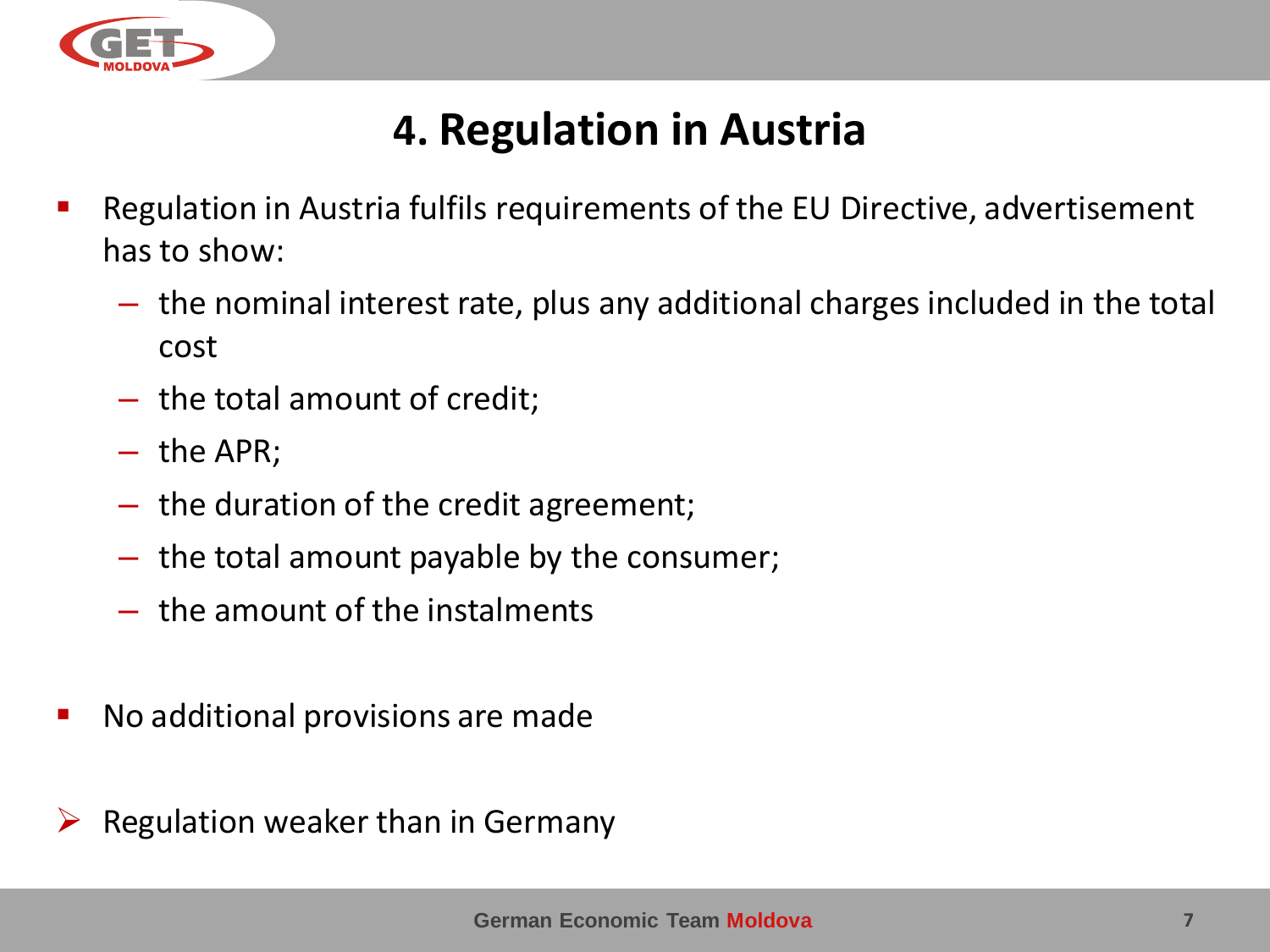# 4. Regulation in Austria

- Regulation in Austria fulfils requirements of the EU Directive, advertisement has to show:
  - the nominal interest rate, plus any additional charges included in the total cost
  - the total amount of credit;
  - the APR;
  - the duration of the credit agreement;
  - the total amount payable by the consumer;
  - the amount of the instalments

- No additional provisions are made

➢ Regulation weaker than in Germany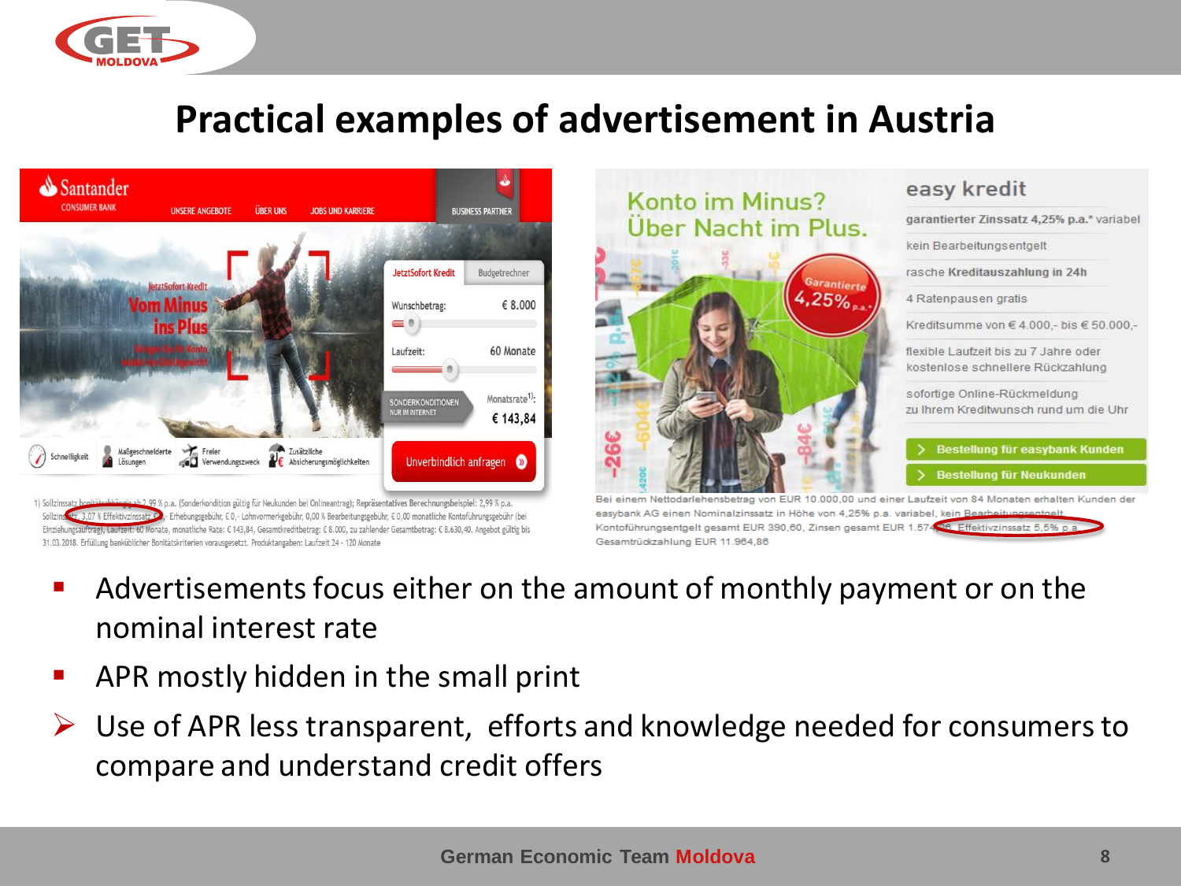# Practical examples of advertisement in Austria

- Advertisements focus either on the amount of monthly payment or on the nominal interest rate
- APR mostly hidden in the small print
- Use of APR less transparent, efforts and knowledge needed for consumers to compare and understand credit offers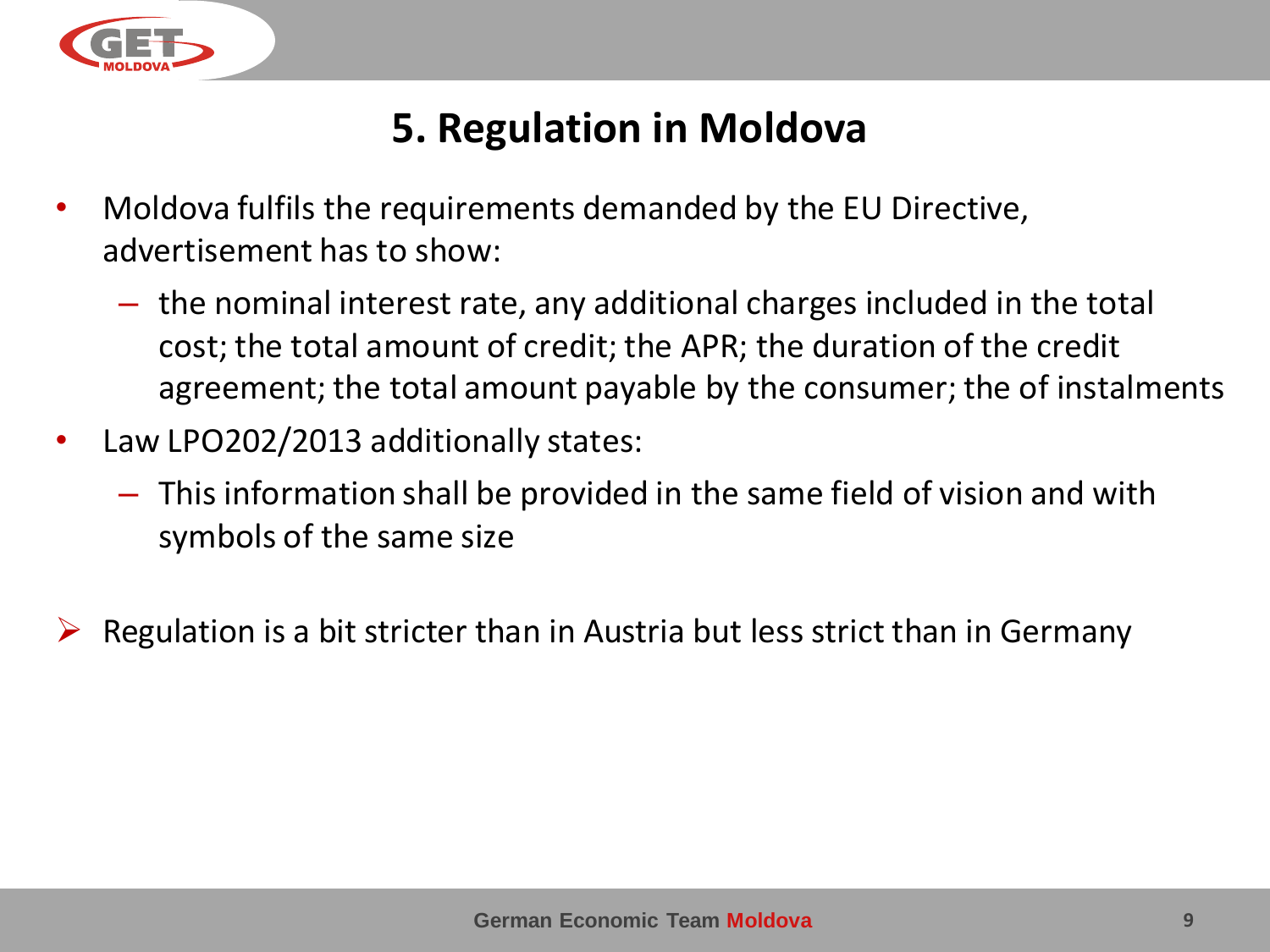# 5. Regulation in Moldova

- Moldova fulfils the requirements demanded by the EU Directive, advertisement has to show:
  - the nominal interest rate, any additional charges included in the total cost; the total amount of credit; the APR; the duration of the credit agreement; the total amount payable by the consumer; the of instalments
- Law LPO202/2013 additionally states:
  - This information shall be provided in the same field of vision and with symbols of the same size

➢ Regulation is a bit stricter than in Austria but less strict than in Germany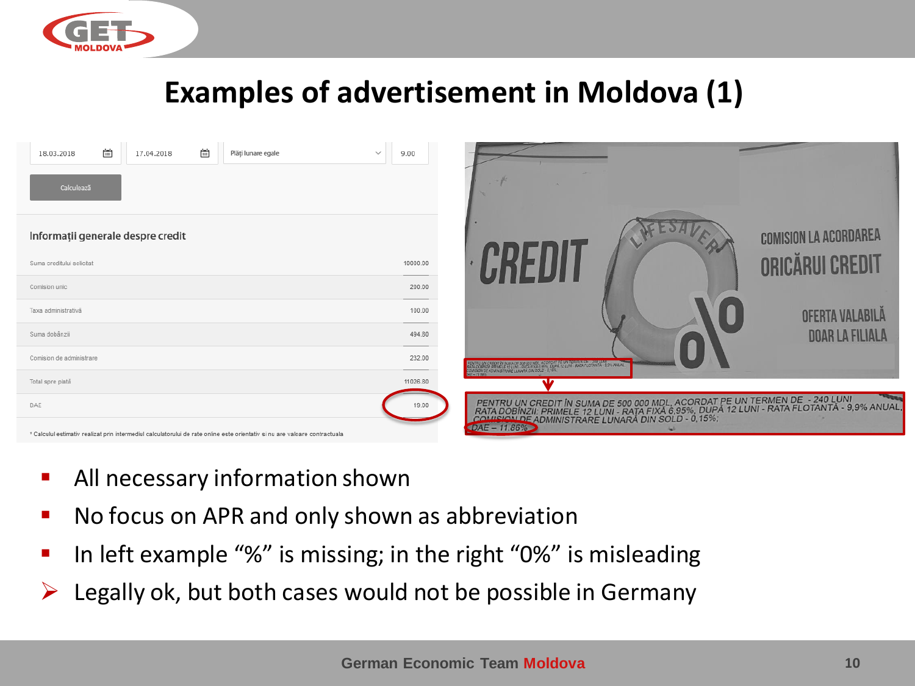# Examples of advertisement in Moldova (1)

| | | | |
|---|---|---|---|
| 18.03.2018 | 17.04.2018 | Plăți lunare egale | 9.00 |

Calculează

**Informații generale despre credit**

| | |
|---|---|
| Suma creditului solicitat | 10000.00 |
| Comision unic | 200.00 |
| Taxa administrativă | 100.00 |
| Suma dobânzii | 494.80 |
| Comision de administrare | 232.00 |
| Total spre plată | 11026.80 |
| DAE | 19.00 |

* Calculul estimativ realizat prin intermediul calculatorului de rate online este orientativ si nu are valoare contractuala

CREDIT

LIFESAVER

0%

COMISION LA ACORDAREA ORICĂRUI CREDIT

OFERTA VALABILĂ DOAR LA FILIALA

PENTRU UN CREDIT ÎN SUMA DE 500 000 MDL, ACORDAT PE UN TERMEN DE - 240 LUNI RATA DOBÎNZII: PRIMELE 12 LUNI - RATA FIXĂ 6,95%, DUPĂ 12 LUNI - RATA FLOTANTĂ - 9,9% ANUAL, COMISION DE ADMINISTRARE LUNARĂ DIN SOLD - 0,15%; DAE – 11,86%

- All necessary information shown
- No focus on APR and only shown as abbreviation
- In left example "%" is missing; in the right "0%" is misleading
- ➢ Legally ok, but both cases would not be possible in Germany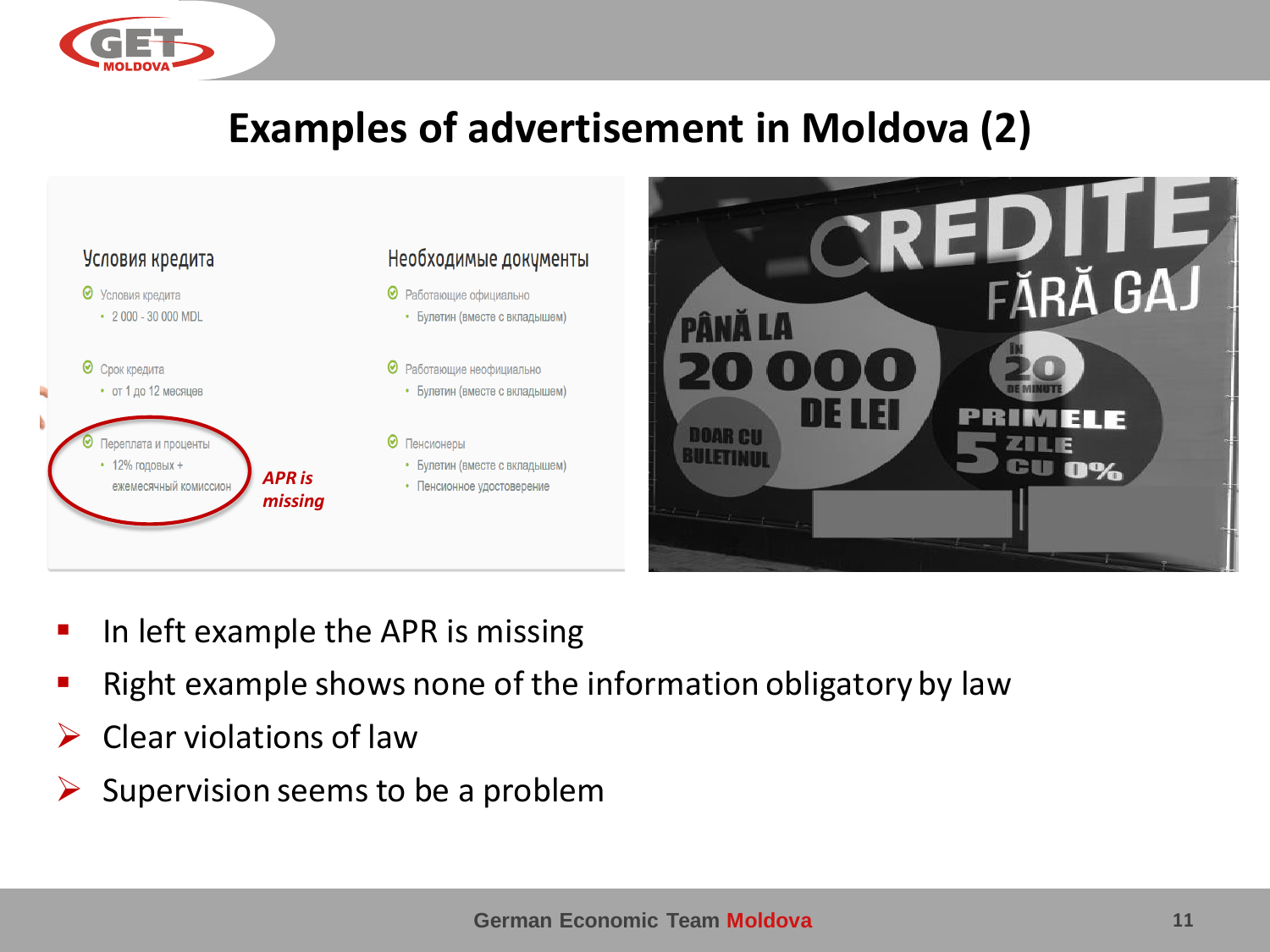# Examples of advertisement in Moldova (2)

**Условия кредита**

- Условия кредита
  - 2 000 - 30 000 MDL
- Срок кредита
  - от 1 до 12 месяцев
- Переплата и проценты
  - 12% годовых + ежемесячный комиссион

*APR is missing*

**Необходимые документы**

- Работающие официально
  - Булетин (вместе с вкладышем)
- Работающие неофициально
  - Булетин (вместе с вкладышем)
- Пенсионеры
  - Булетин (вместе с вкладышем)
  - Пенсионное удостоверение

CREDITE FĂRĂ GAJ

PÂNĂ LA 20 000 DE LEI

DOAR CU BULETINUL

ÎN 20 DE MINUTE

PRIMELE 5 ZILE CU 0%

- In left example the APR is missing
- Right example shows none of the information obligatory by law
- Clear violations of law
- Supervision seems to be a problem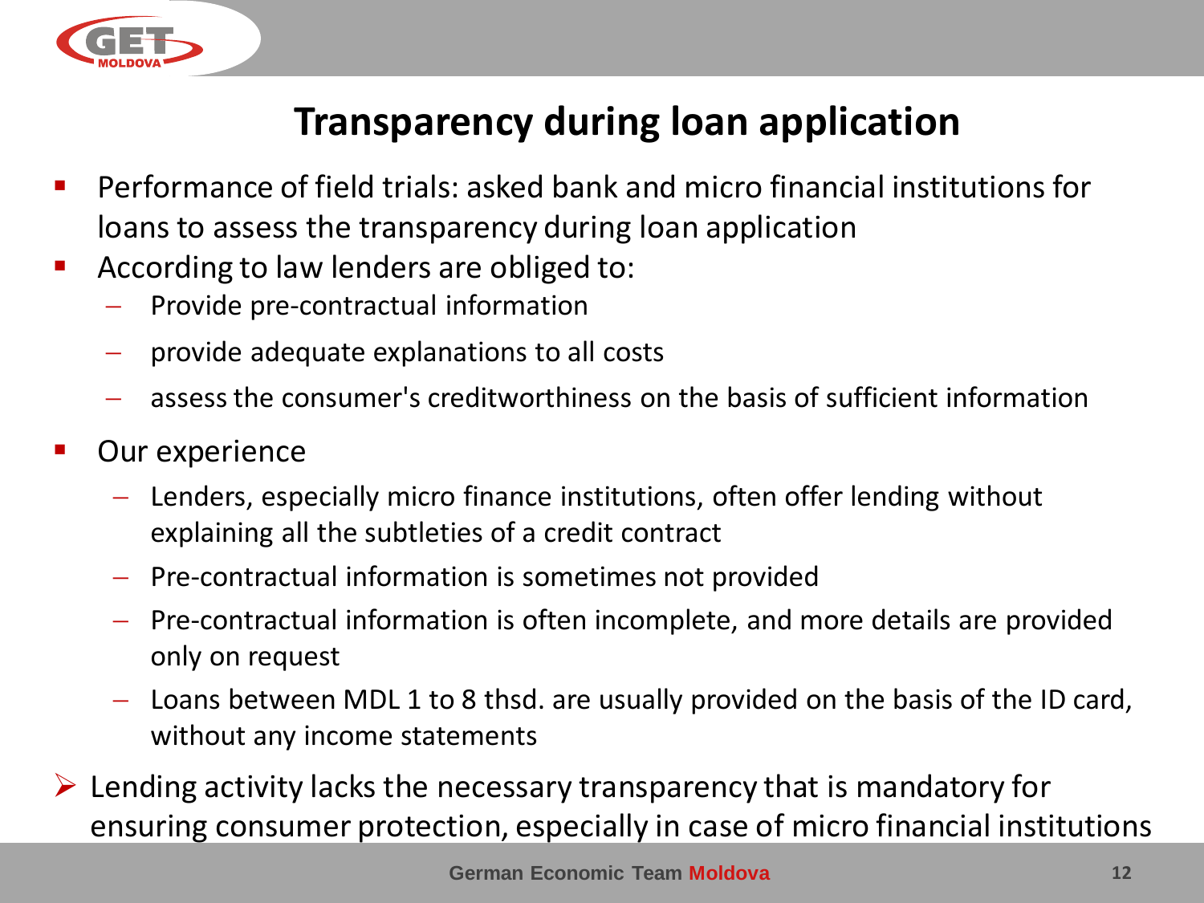# Transparency during loan application

- Performance of field trials: asked bank and micro financial institutions for loans to assess the transparency during loan application
- According to law lenders are obliged to:
  - Provide pre-contractual information
  - provide adequate explanations to all costs
  - assess the consumer's creditworthiness on the basis of sufficient information
- Our experience
  - Lenders, especially micro finance institutions, often offer lending without explaining all the subtleties of a credit contract
  - Pre-contractual information is sometimes not provided
  - Pre-contractual information is often incomplete, and more details are provided only on request
  - Loans between MDL 1 to 8 thsd. are usually provided on the basis of the ID card, without any income statements

➢ Lending activity lacks the necessary transparency that is mandatory for ensuring consumer protection, especially in case of micro financial institutions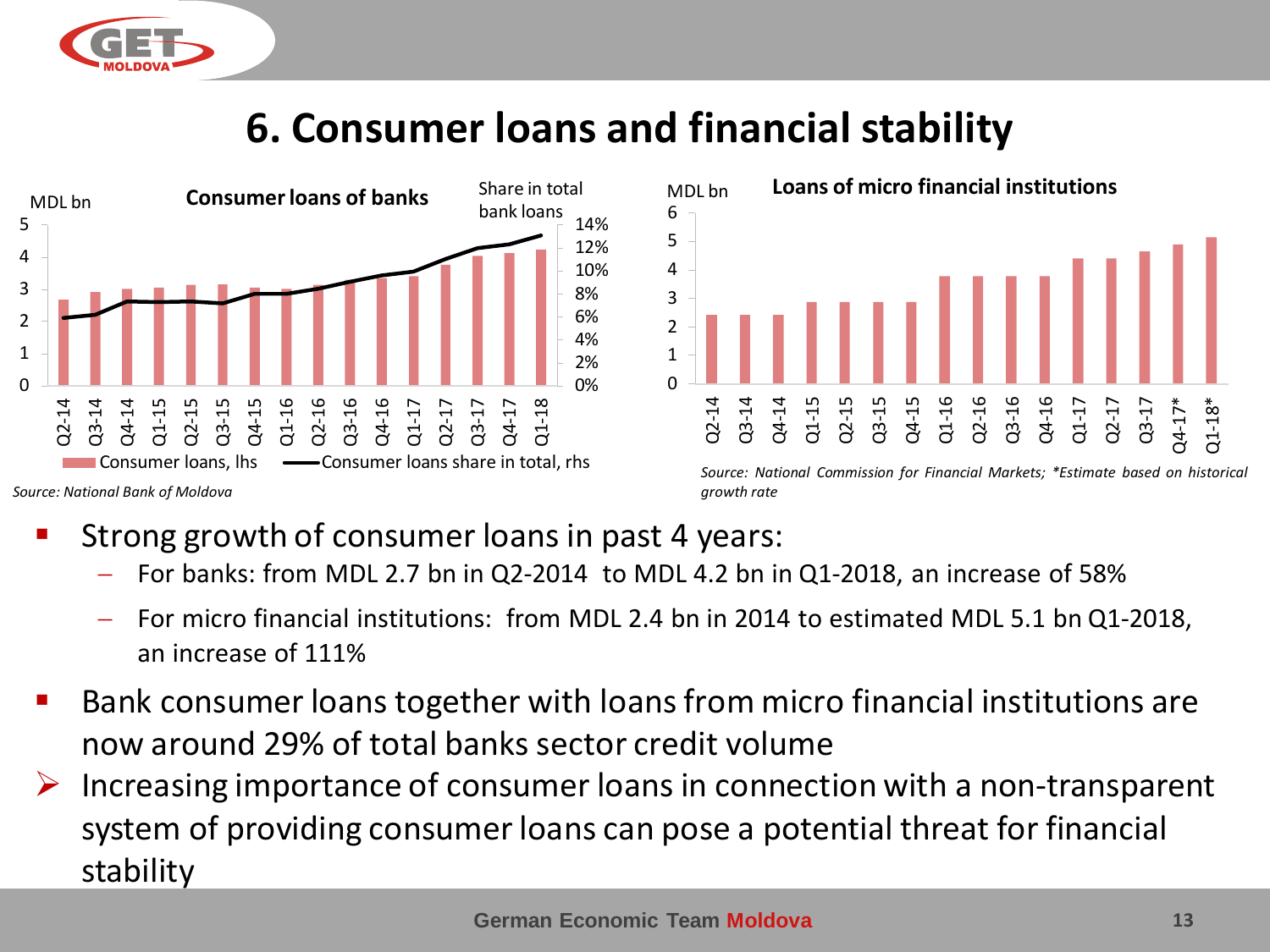# 6. Consumer loans and financial stability

**Consumer loans of banks**

MDL bn | Share in total bank loans

Q2-14, Q3-14, Q4-14, Q1-15, Q2-15, Q3-15, Q4-15, Q1-16, Q2-16, Q3-16, Q4-16, Q1-17, Q2-17, Q3-17, Q4-17, Q1-18

Consumer loans, lhs — Consumer loans share in total, rhs

*Source: National Bank of Moldova*

**Loans of micro financial institutions**

MDL bn

Q2-14, Q3-14, Q4-14, Q1-15, Q2-15, Q3-15, Q4-15, Q1-16, Q2-16, Q3-16, Q4-16, Q1-17, Q2-17, Q3-17, Q4-17*, Q1-18*

*Source: National Commission for Financial Markets; \*Estimate based on historical growth rate*

- Strong growth of consumer loans in past 4 years:
  - For banks: from MDL 2.7 bn in Q2-2014 to MDL 4.2 bn in Q1-2018, an increase of 58%
  - For micro financial institutions: from MDL 2.4 bn in 2014 to estimated MDL 5.1 bn Q1-2018, an increase of 111%
- Bank consumer loans together with loans from micro financial institutions are now around 29% of total banks sector credit volume
- Increasing importance of consumer loans in connection with a non-transparent system of providing consumer loans can pose a potential threat for financial stability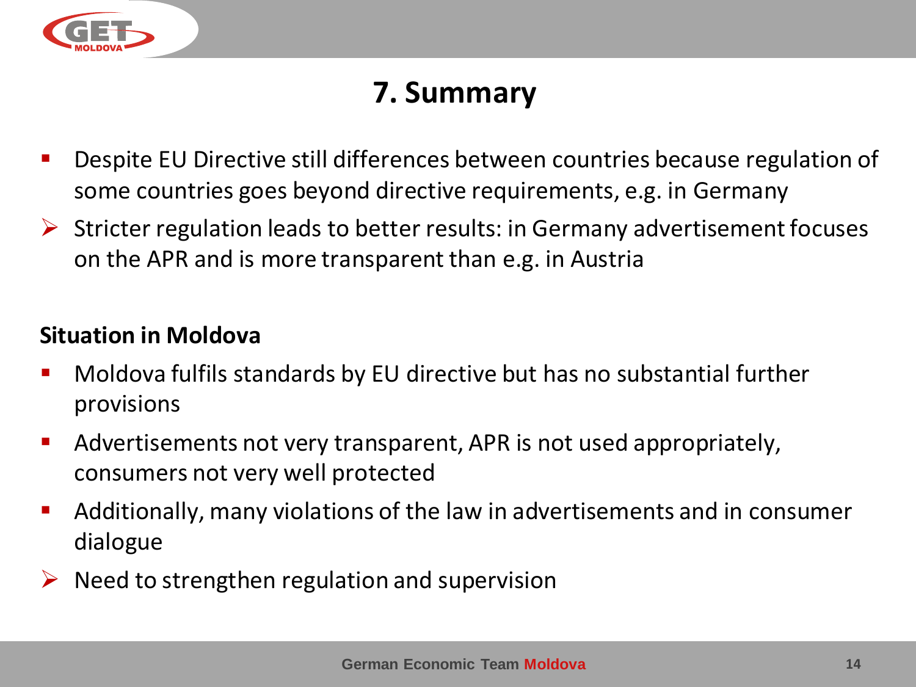# 7. Summary

- Despite EU Directive still differences between countries because regulation of some countries goes beyond directive requirements, e.g. in Germany
- ➢ Stricter regulation leads to better results: in Germany advertisement focuses on the APR and is more transparent than e.g. in Austria

**Situation in Moldova**

- Moldova fulfils standards by EU directive but has no substantial further provisions
- Advertisements not very transparent, APR is not used appropriately, consumers not very well protected
- Additionally, many violations of the law in advertisements and in consumer dialogue
- ➢ Need to strengthen regulation and supervision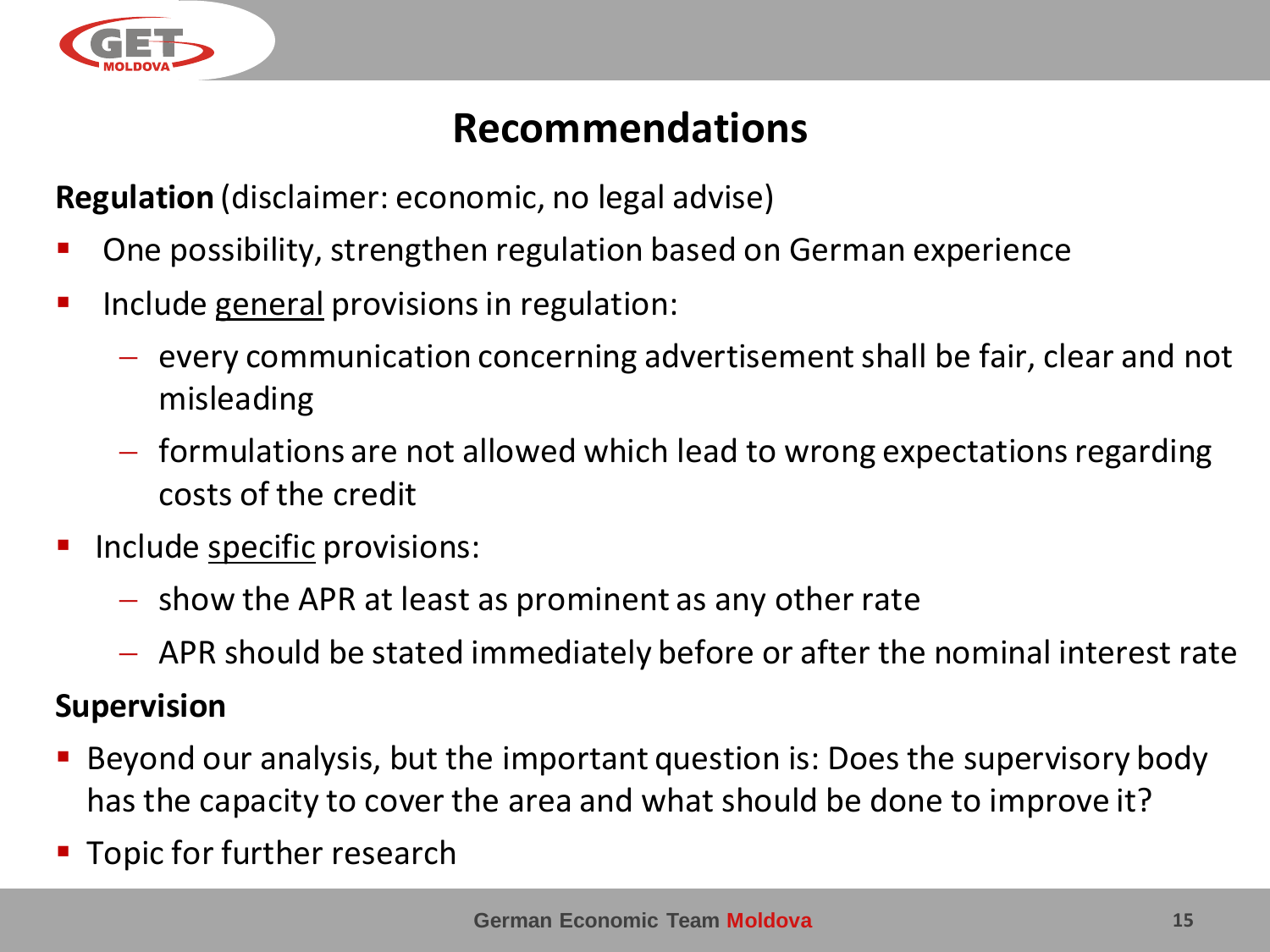# Recommendations

**Regulation** (disclaimer: economic, no legal advise)

- One possibility, strengthen regulation based on German experience
- Include <u>general</u> provisions in regulation:
  - every communication concerning advertisement shall be fair, clear and not misleading
  - formulations are not allowed which lead to wrong expectations regarding costs of the credit
- Include <u>specific</u> provisions:
  - show the APR at least as prominent as any other rate
  - APR should be stated immediately before or after the nominal interest rate

**Supervision**

- Beyond our analysis, but the important question is: Does the supervisory body has the capacity to cover the area and what should be done to improve it?
- Topic for further research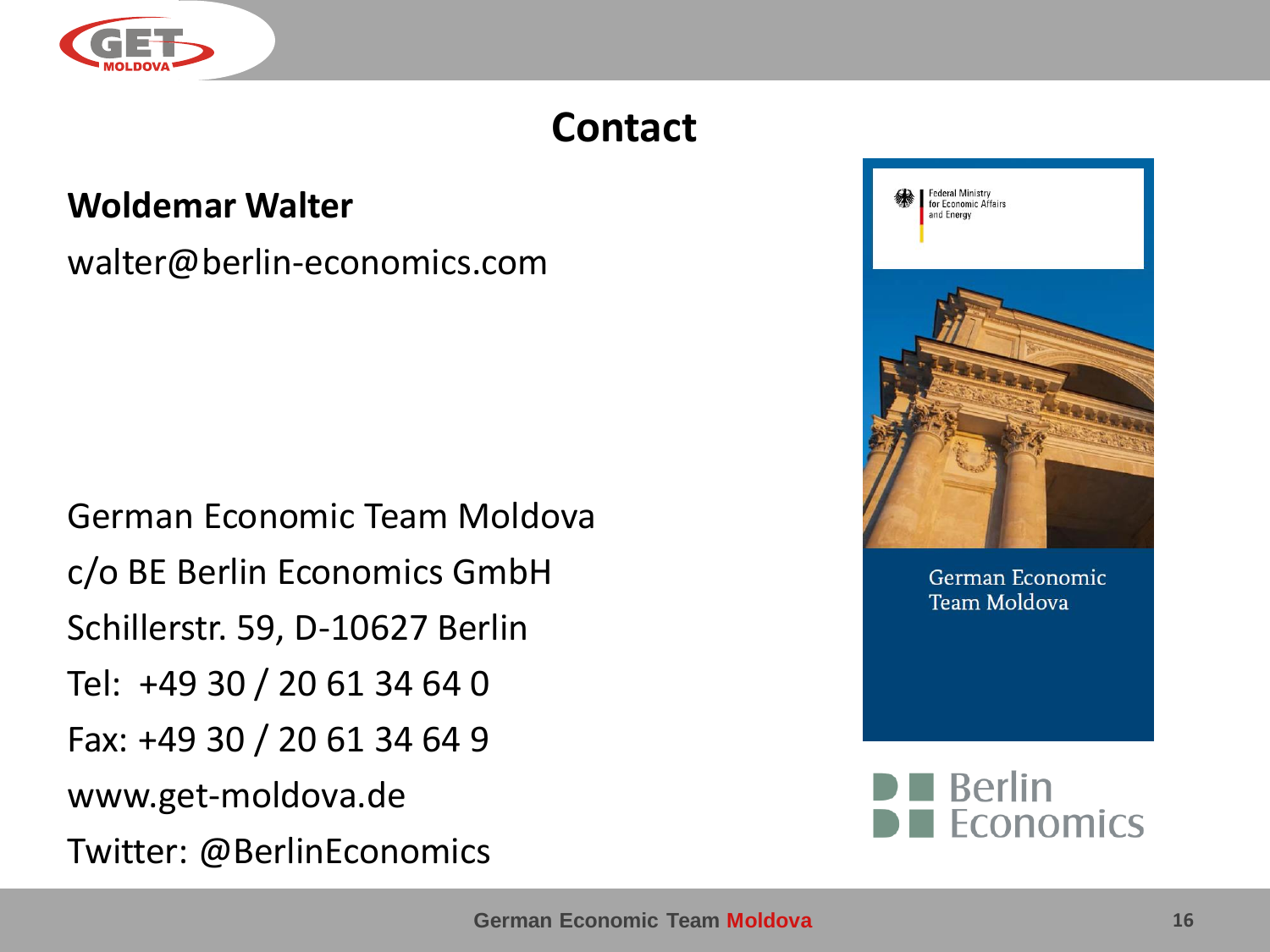# Contact

**Woldemar Walter**

walter@berlin-economics.com

German Economic Team Moldova
c/o BE Berlin Economics GmbH
Schillerstr. 59, D-10627 Berlin
Tel: +49 30 / 20 61 34 64 0
Fax: +49 30 / 20 61 34 64 9
www.get-moldova.de
Twitter: @BerlinEconomics